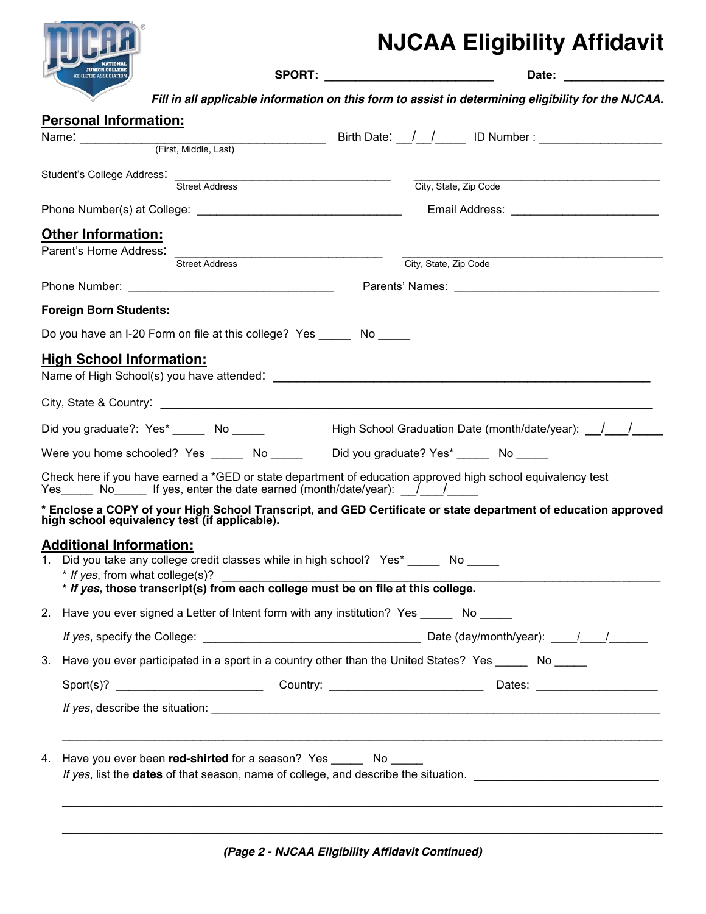# NJCAA Eligibility Affidavit

**SPORT:** __________________________ **Date:** _______________

***Fill in all applicable information on this form to assist in determining eligibility for the NJCAA.***

## Personal Information:

Name: ______________________________________ Birth Date: __/__/____ ID Number : __________________
(First, Middle, Last)

Student's College Address: _________________________________ _____________________________________
Street Address — City, State, Zip Code

Phone Number(s) at College: _______________________________ Email Address: ______________________

## Other Information:

Parent's Home Address: _______________________________ _____________________________________
Street Address — City, State, Zip Code

Phone Number: _______________________________ Parents' Names: _______________________________

**Foreign Born Students:**

Do you have an I-20 Form on file at this college? Yes _____ No _____

## High School Information:

Name of High School(s) you have attended: _________________________________________________________

City, State & Country: ____________________________________________________________________

Did you graduate?: Yes* _____ No _____ High School Graduation Date (month/date/year): __/___/____

Were you home schooled? Yes _____ No _____ Did you graduate? Yes* _____ No _____

Check here if you have earned a *GED or state department of education approved high school equivalency test
Yes_____ No_____ If yes, enter the date earned (month/date/year): __/___/____

**\* Enclose a COPY of your High School Transcript, and GED Certificate or state department of education approved high school equivalency test (if applicable).**

## Additional Information:

1. Did you take any college credit classes while in high school? Yes* _____ No _____
   \* *If yes*, from what college(s)? ______________________________________________________________
   **\* *If yes*, those transcript(s) from each college must be on file at this college.**

2. Have you ever signed a Letter of Intent form with any institution? Yes _____ No _____

   *If yes*, specify the College: _________________________________ Date (day/month/year): ____/____/______

3. Have you ever participated in a sport in a country other than the United States? Yes _____ No _____

   Sport(s)? ______________________ Country: ______________________ Dates: __________________

   *If yes*, describe the situation: ____________________________________________________________

   ___________________________________________________________________________________

4. Have you ever been **red-shirted** for a season? Yes _____ No _____
   *If yes*, list the **dates** of that season, name of college, and describe the situation. ___________________________

   ___________________________________________________________________________________

   ___________________________________________________________________________________

***(Page 2 - NJCAA Eligibility Affidavit Continued)***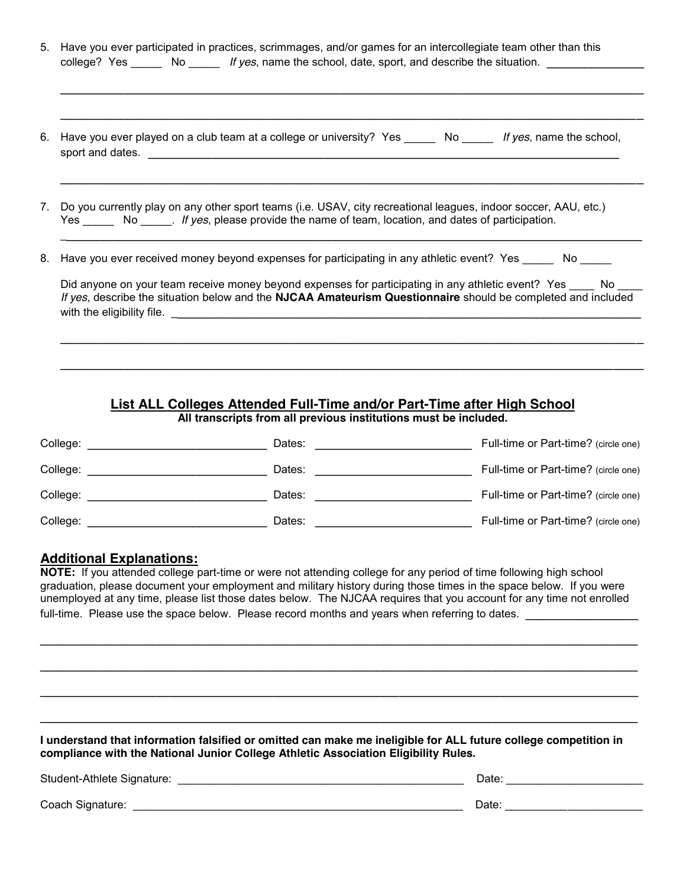5. Have you ever participated in practices, scrimmages, and/or games for an intercollegiate team other than this college? Yes _____ No _____ *If yes*, name the school, date, sport, and describe the situation. _______________

_____________________________________________________________________________________________

_____________________________________________________________________________________________

6. Have you ever played on a club team at a college or university? Yes _____ No _____ *If yes*, name the school, sport and dates. ________________________________________________________________________________

_____________________________________________________________________________________________

7. Do you currently play on any other sport teams (i.e. USAV, city recreational leagues, indoor soccer, AAU, etc.) Yes _____ No _____. *If yes*, please provide the name of team, location, and dates of participation.

_____________________________________________________________________________________________

8. Have you ever received money beyond expenses for participating in any athletic event? Yes _____ No _____

   Did anyone on your team receive money beyond expenses for participating in any athletic event? Yes ____ No ____
   *If yes*, describe the situation below and the **NJCAA Amateurism Questionnaire** should be completed and included with the eligibility file. _______________________________________________________________________________

   _____________________________________________________________________________________________

   _____________________________________________________________________________________________

## List ALL Colleges Attended Full-Time and/or Part-Time after High School

**All transcripts from all previous institutions must be included.**

College: ____________________________ Dates: ________________________ Full-time or Part-time? (circle one)

College: ____________________________ Dates: ________________________ Full-time or Part-time? (circle one)

College: ____________________________ Dates: ________________________ Full-time or Part-time? (circle one)

College: ____________________________ Dates: ________________________ Full-time or Part-time? (circle one)

## Additional Explanations:

**NOTE:** If you attended college part-time or were not attending college for any period of time following high school graduation, please document your employment and military history during those times in the space below. If you were unemployed at any time, please list those dates below. The NJCAA requires that you account for any time not enrolled full-time. Please use the space below. Please record months and years when referring to dates. _________________

_____________________________________________________________________________________________

_____________________________________________________________________________________________

_____________________________________________________________________________________________

_____________________________________________________________________________________________

**I understand that information falsified or omitted can make me ineligible for ALL future college competition in compliance with the National Junior College Athletic Association Eligibility Rules.**

Student-Athlete Signature: _______________________________________________ Date: _____________________

Coach Signature: ______________________________________________________ Date: _____________________